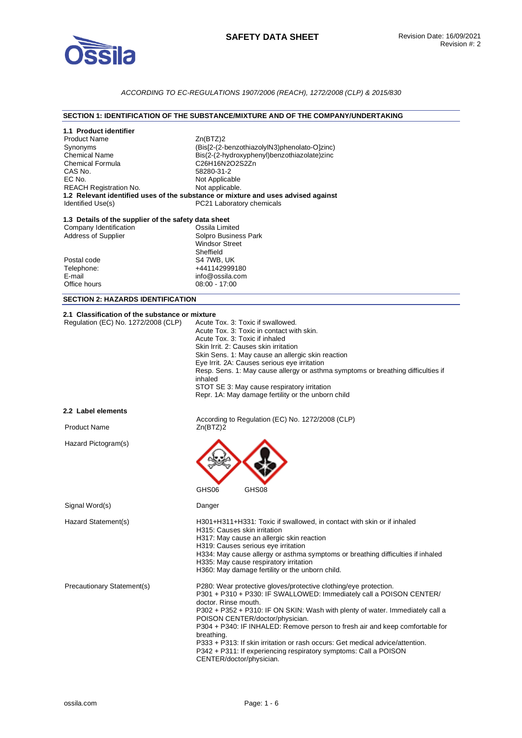# SAFETY DATA SHEET

Revision Date: 16/09/2021
Revision #: 2

*ACCORDING TO EC-REGULATIONS 1907/2006 (REACH), 1272/2008 (CLP) & 2015/830*

## SECTION 1: IDENTIFICATION OF THE SUBSTANCE/MIXTURE AND OF THE COMPANY/UNDERTAKING

### 1.1 Product identifier

| | |
|---|---|
| Product Name | Zn(BTZ)2 |
| Synonyms | (Bis[2-(2-benzothiazolylN3)phenolato-O]zinc) |
| Chemical Name | Bis(2-(2-hydroxyphenyl)benzothiazolate)zinc |
| Chemical Formula | C26H16N2O2S2Zn |
| CAS No. | 58280-31-2 |
| EC No. | Not Applicable |
| REACH Registration No. | Not applicable. |

### 1.2 Relevant identified uses of the substance or mixture and uses advised against

| | |
|---|---|
| Identified Use(s) | PC21 Laboratory chemicals |

### 1.3 Details of the supplier of the safety data sheet

| | |
|---|---|
| Company Identification | Ossila Limited |
| Address of Supplier | Solpro Business Park<br>Windsor Street<br>Sheffield |
| Postal code | S4 7WB, UK |
| Telephone: | +441142999180 |
| E-mail | info@ossila.com |
| Office hours | 08:00 - 17:00 |

## SECTION 2: HAZARDS IDENTIFICATION

### 2.1 Classification of the substance or mixture

Regulation (EC) No. 1272/2008 (CLP)

- Acute Tox. 3: Toxic if swallowed.
- Acute Tox. 3: Toxic in contact with skin.
- Acute Tox. 3: Toxic if inhaled
- Skin Irrit. 2: Causes skin irritation
- Skin Sens. 1: May cause an allergic skin reaction
- Eye Irrit. 2A: Causes serious eye irritation
- Resp. Sens. 1: May cause allergy or asthma symptoms or breathing difficulties if inhaled
- STOT SE 3: May cause respiratory irritation
- Repr. 1A: May damage fertility or the unborn child

### 2.2 Label elements

According to Regulation (EC) No. 1272/2008 (CLP)

**Product Name:** Zn(BTZ)2

**Hazard Pictogram(s):** GHS06 GHS08

**Signal Word(s):** Danger

**Hazard Statement(s):**

- H301+H311+H331: Toxic if swallowed, in contact with skin or if inhaled
- H315: Causes skin irritation
- H317: May cause an allergic skin reaction
- H319: Causes serious eye irritation
- H334: May cause allergy or asthma symptoms or breathing difficulties if inhaled
- H335: May cause respiratory irritation
- H360: May damage fertility or the unborn child.

**Precautionary Statement(s):**

- P280: Wear protective gloves/protective clothing/eye protection.
- P301 + P310 + P330: IF SWALLOWED: Immediately call a POISON CENTER/ doctor. Rinse mouth.
- P302 + P352 + P310: IF ON SKIN: Wash with plenty of water. Immediately call a POISON CENTER/doctor/physician.
- P304 + P340: IF INHALED: Remove person to fresh air and keep comfortable for breathing.
- P333 + P313: If skin irritation or rash occurs: Get medical advice/attention.
- P342 + P311: If experiencing respiratory symptoms: Call a POISON CENTER/doctor/physician.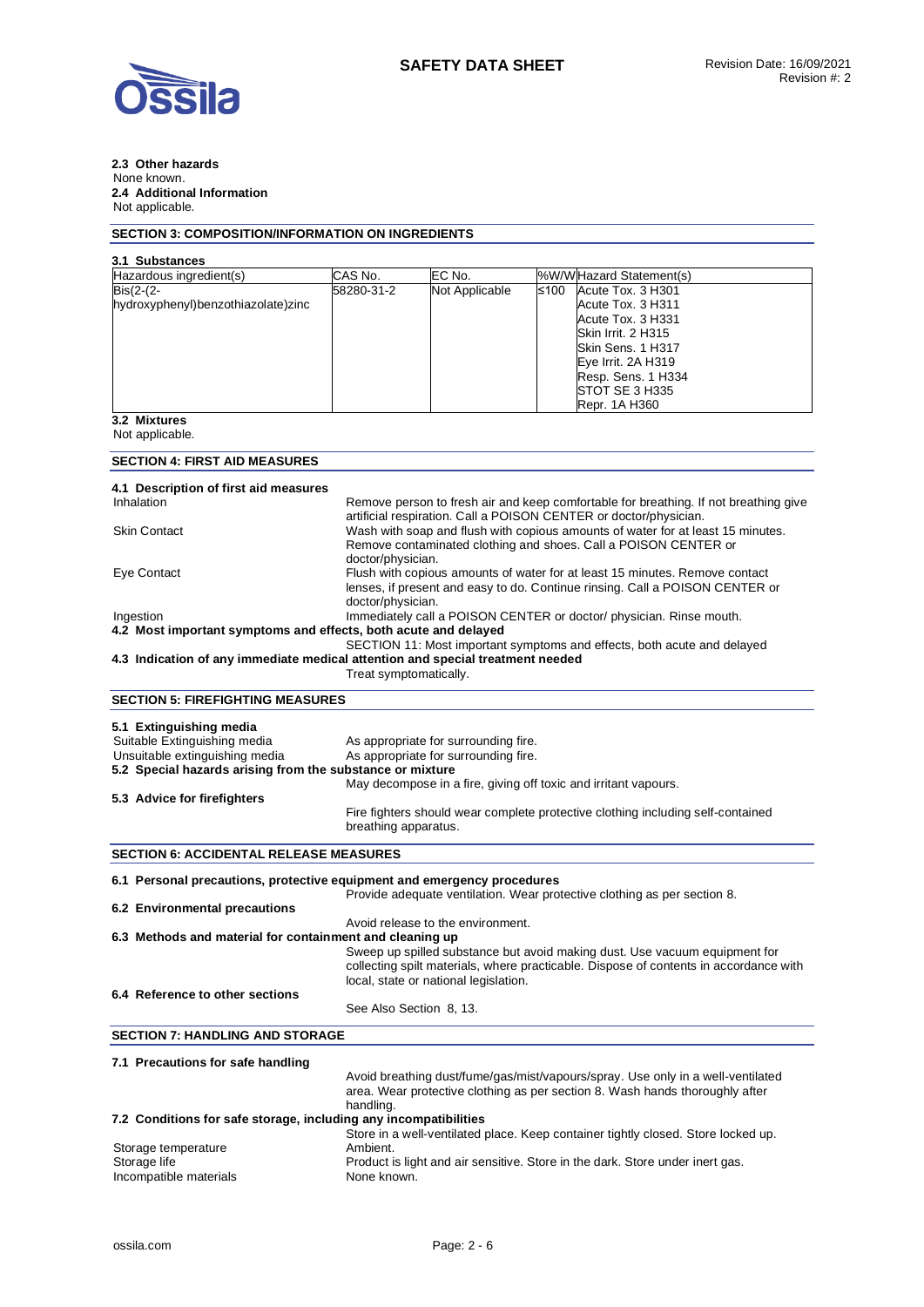### 2.3 Other hazards

None known.

### 2.4 Additional Information

Not applicable.

## SECTION 3: COMPOSITION/INFORMATION ON INGREDIENTS

### 3.1 Substances

| Hazardous ingredient(s) | CAS No. | EC No. | %W/W | Hazard Statement(s) |
|---|---|---|---|---|
| Bis(2-(2-hydroxyphenyl)benzothiazolate)zinc | 58280-31-2 | Not Applicable | ≤100 | Acute Tox. 3 H301<br>Acute Tox. 3 H311<br>Acute Tox. 3 H331<br>Skin Irrit. 2 H315<br>Skin Sens. 1 H317<br>Eye Irrit. 2A H319<br>Resp. Sens. 1 H334<br>STOT SE 3 H335<br>Repr. 1A H360 |

### 3.2 Mixtures

Not applicable.

## SECTION 4: FIRST AID MEASURES

### 4.1 Description of first aid measures

| | |
|---|---|
| Inhalation | Remove person to fresh air and keep comfortable for breathing. If not breathing give artificial respiration. Call a POISON CENTER or doctor/physician. |
| Skin Contact | Wash with soap and flush with copious amounts of water for at least 15 minutes. Remove contaminated clothing and shoes. Call a POISON CENTER or doctor/physician. |
| Eye Contact | Flush with copious amounts of water for at least 15 minutes. Remove contact lenses, if present and easy to do. Continue rinsing. Call a POISON CENTER or doctor/physician. |
| Ingestion | Immediately call a POISON CENTER or doctor/ physician. Rinse mouth. |

### 4.2 Most important symptoms and effects, both acute and delayed

SECTION 11: Most important symptoms and effects, both acute and delayed

### 4.3 Indication of any immediate medical attention and special treatment needed

Treat symptomatically.

## SECTION 5: FIREFIGHTING MEASURES

### 5.1 Extinguishing media

| | |
|---|---|
| Suitable Extinguishing media | As appropriate for surrounding fire. |
| Unsuitable extinguishing media | As appropriate for surrounding fire. |

### 5.2 Special hazards arising from the substance or mixture

May decompose in a fire, giving off toxic and irritant vapours.

### 5.3 Advice for firefighters

Fire fighters should wear complete protective clothing including self-contained breathing apparatus.

## SECTION 6: ACCIDENTAL RELEASE MEASURES

### 6.1 Personal precautions, protective equipment and emergency procedures

Provide adequate ventilation. Wear protective clothing as per section 8.

### 6.2 Environmental precautions

Avoid release to the environment.

### 6.3 Methods and material for containment and cleaning up

Sweep up spilled substance but avoid making dust. Use vacuum equipment for collecting spilt materials, where practicable. Dispose of contents in accordance with local, state or national legislation.

### 6.4 Reference to other sections

See Also Section 8, 13.

## SECTION 7: HANDLING AND STORAGE

### 7.1 Precautions for safe handling

Avoid breathing dust/fume/gas/mist/vapours/spray. Use only in a well-ventilated area. Wear protective clothing as per section 8. Wash hands thoroughly after handling.

### 7.2 Conditions for safe storage, including any incompatibilities

Store in a well-ventilated place. Keep container tightly closed. Store locked up.

| | |
|---|---|
| Storage temperature | Ambient. |
| Storage life | Product is light and air sensitive. Store in the dark. Store under inert gas. |
| Incompatible materials | None known. |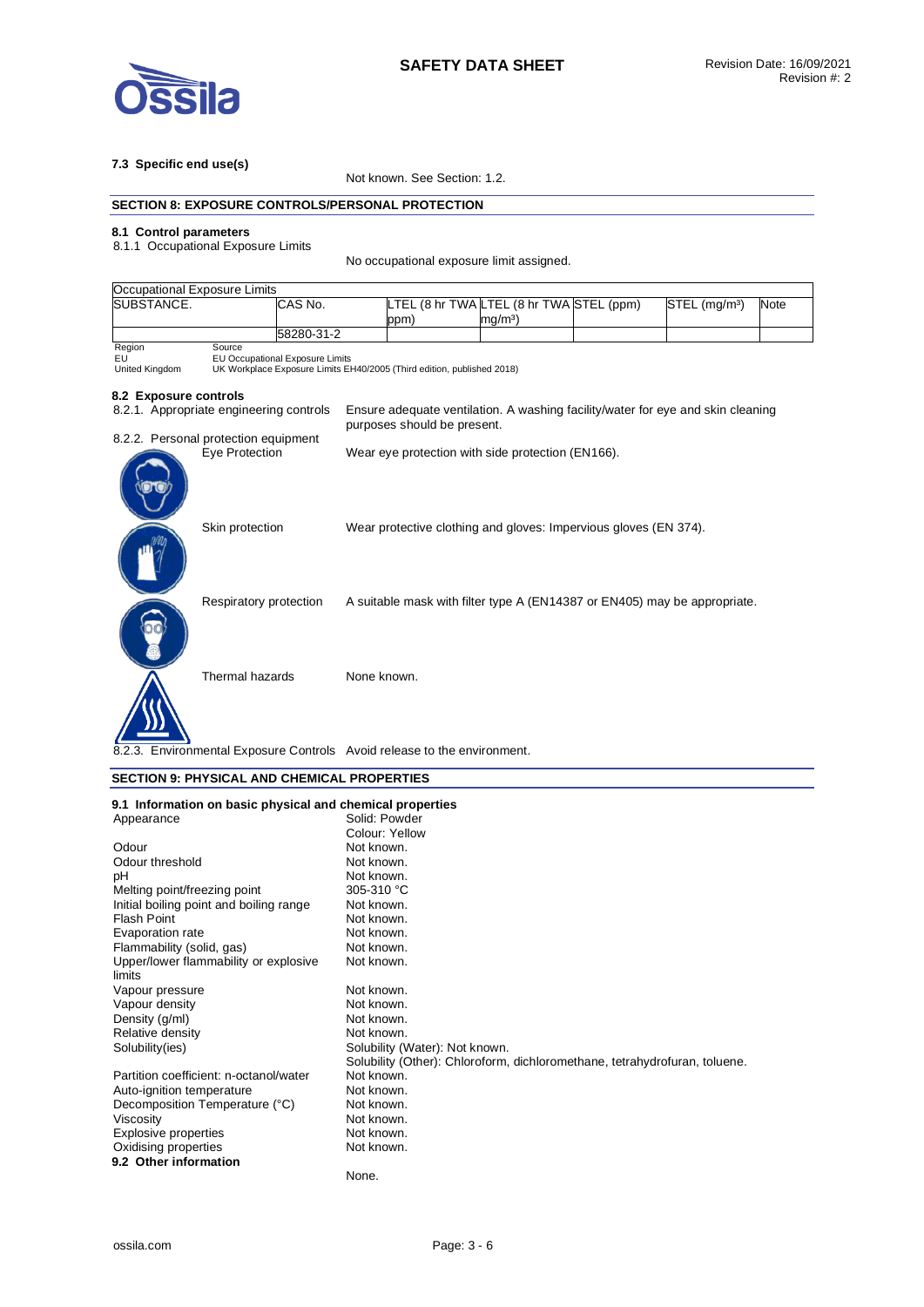**7.3 Specific end use(s)**

Not known. See Section: 1.2.

## SECTION 8: EXPOSURE CONTROLS/PERSONAL PROTECTION

### 8.1 Control parameters

8.1.1 Occupational Exposure Limits

No occupational exposure limit assigned.

| Occupational Exposure Limits | | | | | | |
|---|---|---|---|---|---|---|
| SUBSTANCE. | CAS No. | LTEL (8 hr TWA ppm) | LTEL (8 hr TWA mg/m³) | STEL (ppm) | STEL (mg/m³) | Note |
| | 58280-31-2 | | | | | |

| Region | Source |
|---|---|
| EU | EU Occupational Exposure Limits |
| United Kingdom | UK Workplace Exposure Limits EH40/2005 (Third edition, published 2018) |

### 8.2 Exposure controls

8.2.1. Appropriate engineering controls: Ensure adequate ventilation. A washing facility/water for eye and skin cleaning purposes should be present.

8.2.2. Personal protection equipment

- Eye Protection: Wear eye protection with side protection (EN166).
- Skin protection: Wear protective clothing and gloves: Impervious gloves (EN 374).
- Respiratory protection: A suitable mask with filter type A (EN14387 or EN405) may be appropriate.
- Thermal hazards: None known.

8.2.3. Environmental Exposure Controls: Avoid release to the environment.

## SECTION 9: PHYSICAL AND CHEMICAL PROPERTIES

### 9.1 Information on basic physical and chemical properties

| Property | Value |
|---|---|
| Appearance | Solid: Powder<br>Colour: Yellow |
| Odour | Not known. |
| Odour threshold | Not known. |
| pH | Not known. |
| Melting point/freezing point | 305-310 °C |
| Initial boiling point and boiling range | Not known. |
| Flash Point | Not known. |
| Evaporation rate | Not known. |
| Flammability (solid, gas) | Not known. |
| Upper/lower flammability or explosive limits | Not known. |
| Vapour pressure | Not known. |
| Vapour density | Not known. |
| Density (g/ml) | Not known. |
| Relative density | Not known. |
| Solubility(ies) | Solubility (Water): Not known.<br>Solubility (Other): Chloroform, dichloromethane, tetrahydrofuran, toluene. |
| Partition coefficient: n-octanol/water | Not known. |
| Auto-ignition temperature | Not known. |
| Decomposition Temperature (°C) | Not known. |
| Viscosity | Not known. |
| Explosive properties | Not known. |
| Oxidising properties | Not known. |

### 9.2 Other information

None.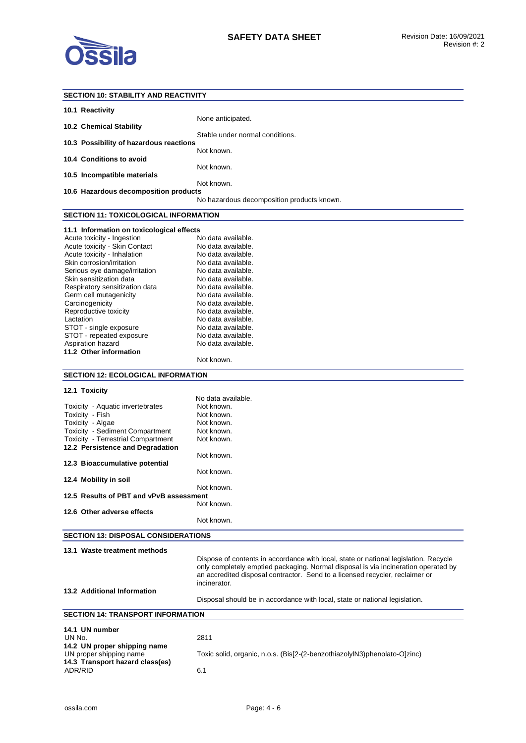## SECTION 10: STABILITY AND REACTIVITY

**10.1 Reactivity**

None anticipated.

**10.2 Chemical Stability**

Stable under normal conditions.

**10.3 Possibility of hazardous reactions**

Not known.

**10.4 Conditions to avoid**

Not known.

**10.5 Incompatible materials**

Not known.

**10.6 Hazardous decomposition products**

No hazardous decomposition products known.

## SECTION 11: TOXICOLOGICAL INFORMATION

**11.1 Information on toxicological effects**

| | |
|---|---|
| Acute toxicity - Ingestion | No data available. |
| Acute toxicity - Skin Contact | No data available. |
| Acute toxicity - Inhalation | No data available. |
| Skin corrosion/irritation | No data available. |
| Serious eye damage/irritation | No data available. |
| Skin sensitization data | No data available. |
| Respiratory sensitization data | No data available. |
| Germ cell mutagenicity | No data available. |
| Carcinogenicity | No data available. |
| Reproductive toxicity | No data available. |
| Lactation | No data available. |
| STOT - single exposure | No data available. |
| STOT - repeated exposure | No data available. |
| Aspiration hazard | No data available. |

**11.2 Other information**

Not known.

## SECTION 12: ECOLOGICAL INFORMATION

**12.1 Toxicity**

No data available.

| | |
|---|---|
| Toxicity - Aquatic invertebrates | Not known. |
| Toxicity - Fish | Not known. |
| Toxicity - Algae | Not known. |
| Toxicity - Sediment Compartment | Not known. |
| Toxicity - Terrestrial Compartment | Not known. |

**12.2 Persistence and Degradation**

Not known.

**12.3 Bioaccumulative potential**

Not known.

**12.4 Mobility in soil**

Not known.

**12.5 Results of PBT and vPvB assessment**

Not known.

**12.6 Other adverse effects**

Not known.

## SECTION 13: DISPOSAL CONSIDERATIONS

**13.1 Waste treatment methods**

Dispose of contents in accordance with local, state or national legislation. Recycle only completely emptied packaging. Normal disposal is via incineration operated by an accredited disposal contractor. Send to a licensed recycler, reclaimer or incinerator.

**13.2 Additional Information**

Disposal should be in accordance with local, state or national legislation.

## SECTION 14: TRANSPORT INFORMATION

**14.1 UN number**

UN No. 2811

**14.2 UN proper shipping name**

UN proper shipping name: Toxic solid, organic, n.o.s. (Bis[2-(2-benzothiazolylN3)phenolato-O]zinc)

**14.3 Transport hazard class(es)**

ADR/RID: 6.1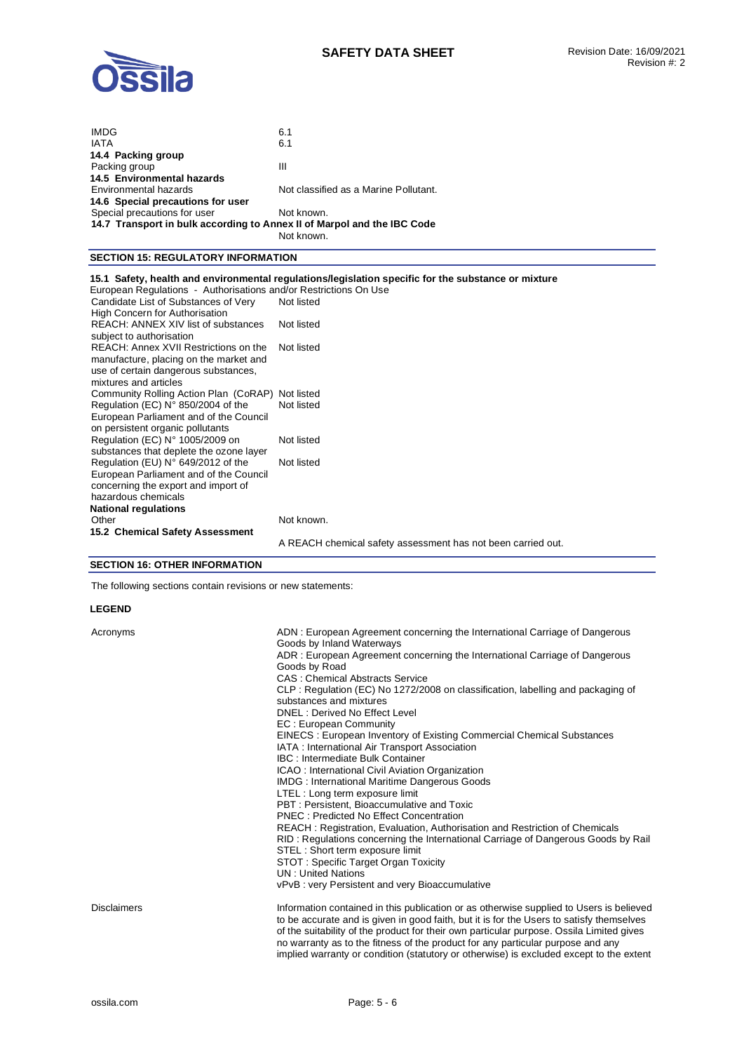| | |
|---|---|
| IMDG | 6.1 |
| IATA | 6.1 |

**14.4 Packing group**

| | |
|---|---|
| Packing group | III |

**14.5 Environmental hazards**

| | |
|---|---|
| Environmental hazards | Not classified as a Marine Pollutant. |

**14.6 Special precautions for user**

| | |
|---|---|
| Special precautions for user | Not known. |

**14.7 Transport in bulk according to Annex II of Marpol and the IBC Code**

Not known.

## SECTION 15: REGULATORY INFORMATION

**15.1 Safety, health and environmental regulations/legislation specific for the substance or mixture**

European Regulations - Authorisations and/or Restrictions On Use

| | |
|---|---|
| Candidate List of Substances of Very High Concern for Authorisation | Not listed |
| REACH: ANNEX XIV list of substances subject to authorisation | Not listed |
| REACH: Annex XVII Restrictions on the manufacture, placing on the market and use of certain dangerous substances, mixtures and articles | Not listed |
| Community Rolling Action Plan (CoRAP) | Not listed |
| Regulation (EC) N° 850/2004 of the European Parliament and of the Council on persistent organic pollutants | Not listed |
| Regulation (EC) N° 1005/2009 on substances that deplete the ozone layer | Not listed |
| Regulation (EU) N° 649/2012 of the European Parliament and of the Council concerning the export and import of hazardous chemicals | Not listed |

**National regulations**

| | |
|---|---|
| Other | Not known. |

**15.2 Chemical Safety Assessment**

A REACH chemical safety assessment has not been carried out.

## SECTION 16: OTHER INFORMATION

The following sections contain revisions or new statements:

**LEGEND**

Acronyms

ADN : European Agreement concerning the International Carriage of Dangerous Goods by Inland Waterways
ADR : European Agreement concerning the International Carriage of Dangerous Goods by Road
CAS : Chemical Abstracts Service
CLP : Regulation (EC) No 1272/2008 on classification, labelling and packaging of substances and mixtures
DNEL : Derived No Effect Level
EC : European Community
EINECS : European Inventory of Existing Commercial Chemical Substances
IATA : International Air Transport Association
IBC : Intermediate Bulk Container
ICAO : International Civil Aviation Organization
IMDG : International Maritime Dangerous Goods
LTEL : Long term exposure limit
PBT : Persistent, Bioaccumulative and Toxic
PNEC : Predicted No Effect Concentration
REACH : Registration, Evaluation, Authorisation and Restriction of Chemicals
RID : Regulations concerning the International Carriage of Dangerous Goods by Rail
STEL : Short term exposure limit
STOT : Specific Target Organ Toxicity
UN : United Nations
vPvB : very Persistent and very Bioaccumulative

Disclaimers

Information contained in this publication or as otherwise supplied to Users is believed to be accurate and is given in good faith, but it is for the Users to satisfy themselves of the suitability of the product for their own particular purpose. Ossila Limited gives no warranty as to the fitness of the product for any particular purpose and any implied warranty or condition (statutory or otherwise) is excluded except to the extent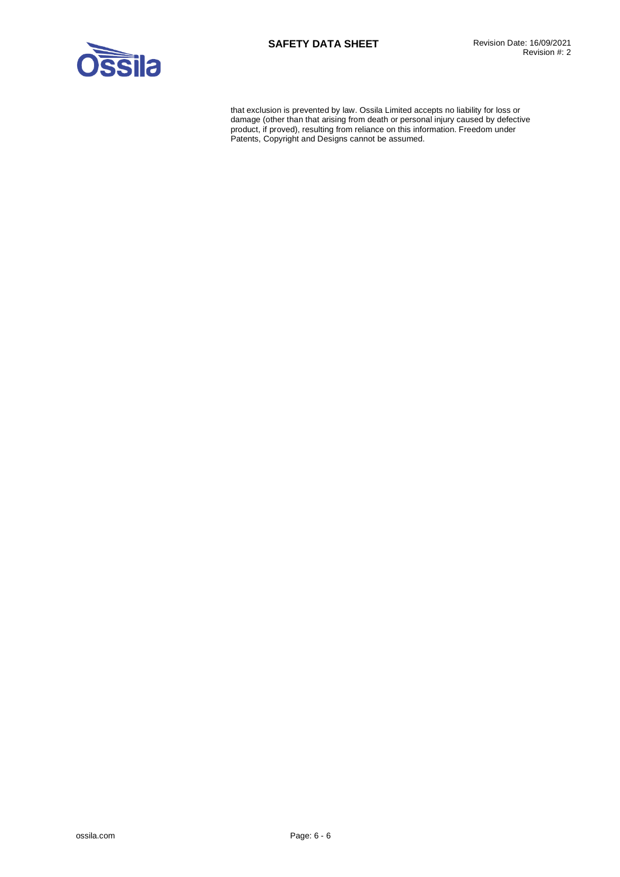that exclusion is prevented by law. Ossila Limited accepts no liability for loss or damage (other than that arising from death or personal injury caused by defective product, if proved), resulting from reliance on this information. Freedom under Patents, Copyright and Designs cannot be assumed.